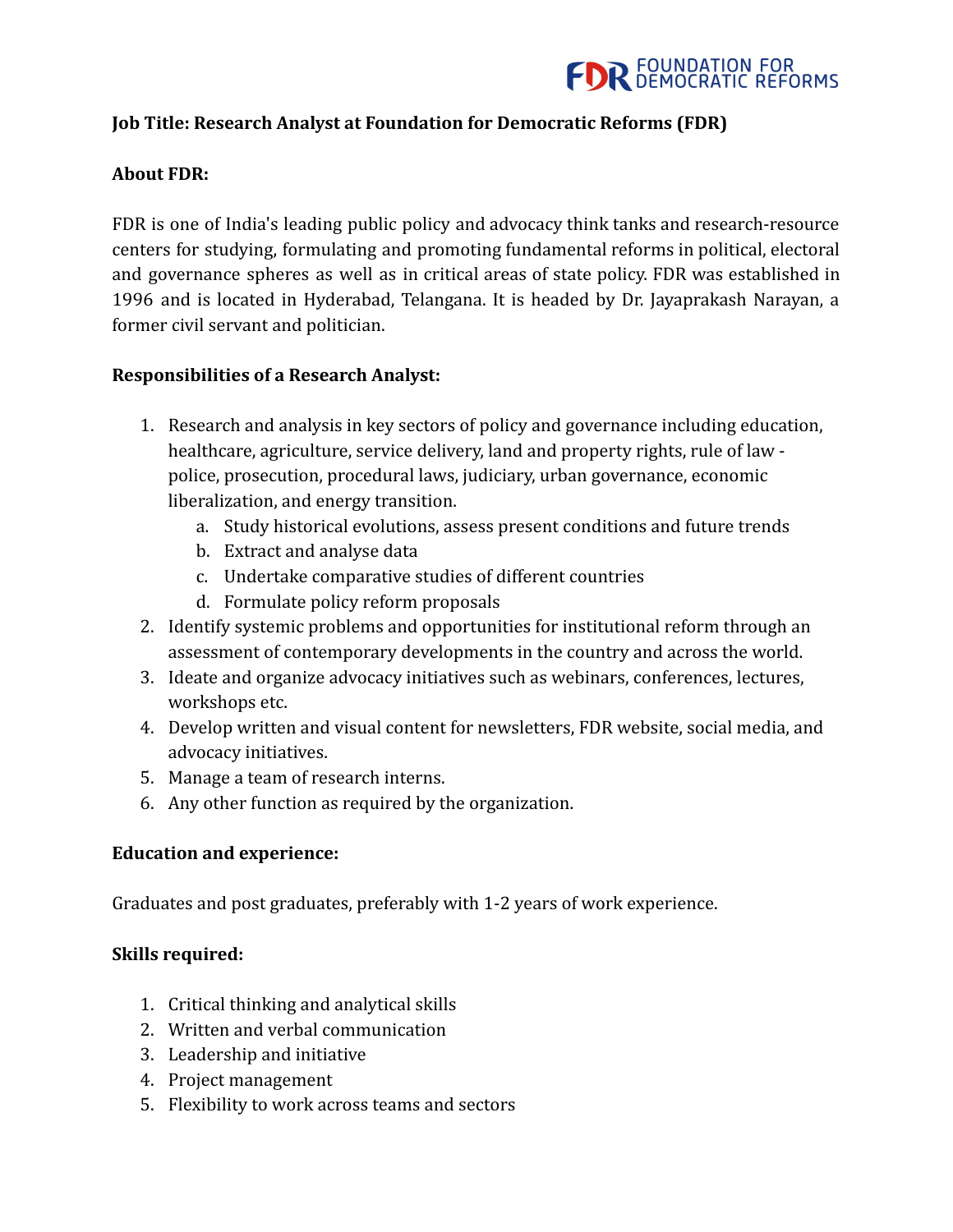FDR FOUNDATION FOR DEMOCRATIC REFORMS

**Job Title: Research Analyst at Foundation for Democratic Reforms (FDR)**

**About FDR:**

FDR is one of India's leading public policy and advocacy think tanks and research-resource centers for studying, formulating and promoting fundamental reforms in political, electoral and governance spheres as well as in critical areas of state policy. FDR was established in 1996 and is located in Hyderabad, Telangana. It is headed by Dr. Jayaprakash Narayan, a former civil servant and politician.

**Responsibilities of a Research Analyst:**

1. Research and analysis in key sectors of policy and governance including education, healthcare, agriculture, service delivery, land and property rights, rule of law - police, prosecution, procedural laws, judiciary, urban governance, economic liberalization, and energy transition.
   a. Study historical evolutions, assess present conditions and future trends
   b. Extract and analyse data
   c. Undertake comparative studies of different countries
   d. Formulate policy reform proposals
2. Identify systemic problems and opportunities for institutional reform through an assessment of contemporary developments in the country and across the world.
3. Ideate and organize advocacy initiatives such as webinars, conferences, lectures, workshops etc.
4. Develop written and visual content for newsletters, FDR website, social media, and advocacy initiatives.
5. Manage a team of research interns.
6. Any other function as required by the organization.

**Education and experience:**

Graduates and post graduates, preferably with 1-2 years of work experience.

**Skills required:**

1. Critical thinking and analytical skills
2. Written and verbal communication
3. Leadership and initiative
4. Project management
5. Flexibility to work across teams and sectors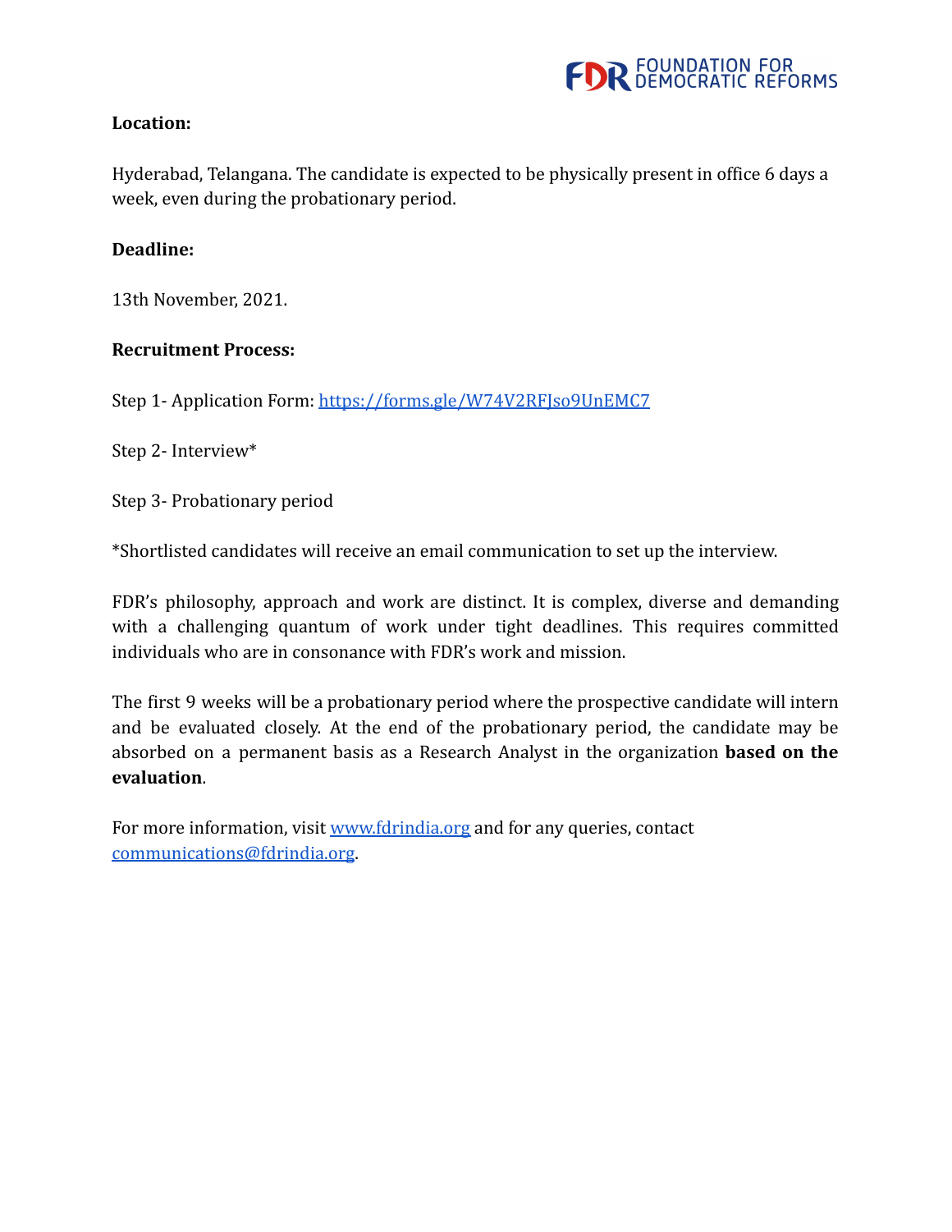**Location:**

Hyderabad, Telangana. The candidate is expected to be physically present in office 6 days a week, even during the probationary period.

**Deadline:**

13th November, 2021.

**Recruitment Process:**

Step 1- Application Form: [https://forms.gle/W74V2RFJso9UnEMC7](https://forms.gle/W74V2RFJso9UnEMC7)

Step 2- Interview*

Step 3- Probationary period

*Shortlisted candidates will receive an email communication to set up the interview.

FDR's philosophy, approach and work are distinct. It is complex, diverse and demanding with a challenging quantum of work under tight deadlines. This requires committed individuals who are in consonance with FDR's work and mission.

The first 9 weeks will be a probationary period where the prospective candidate will intern and be evaluated closely. At the end of the probationary period, the candidate may be absorbed on a permanent basis as a Research Analyst in the organization **based on the evaluation**.

For more information, visit [www.fdrindia.org](http://www.fdrindia.org) and for any queries, contact [communications@fdrindia.org](mailto:communications@fdrindia.org).